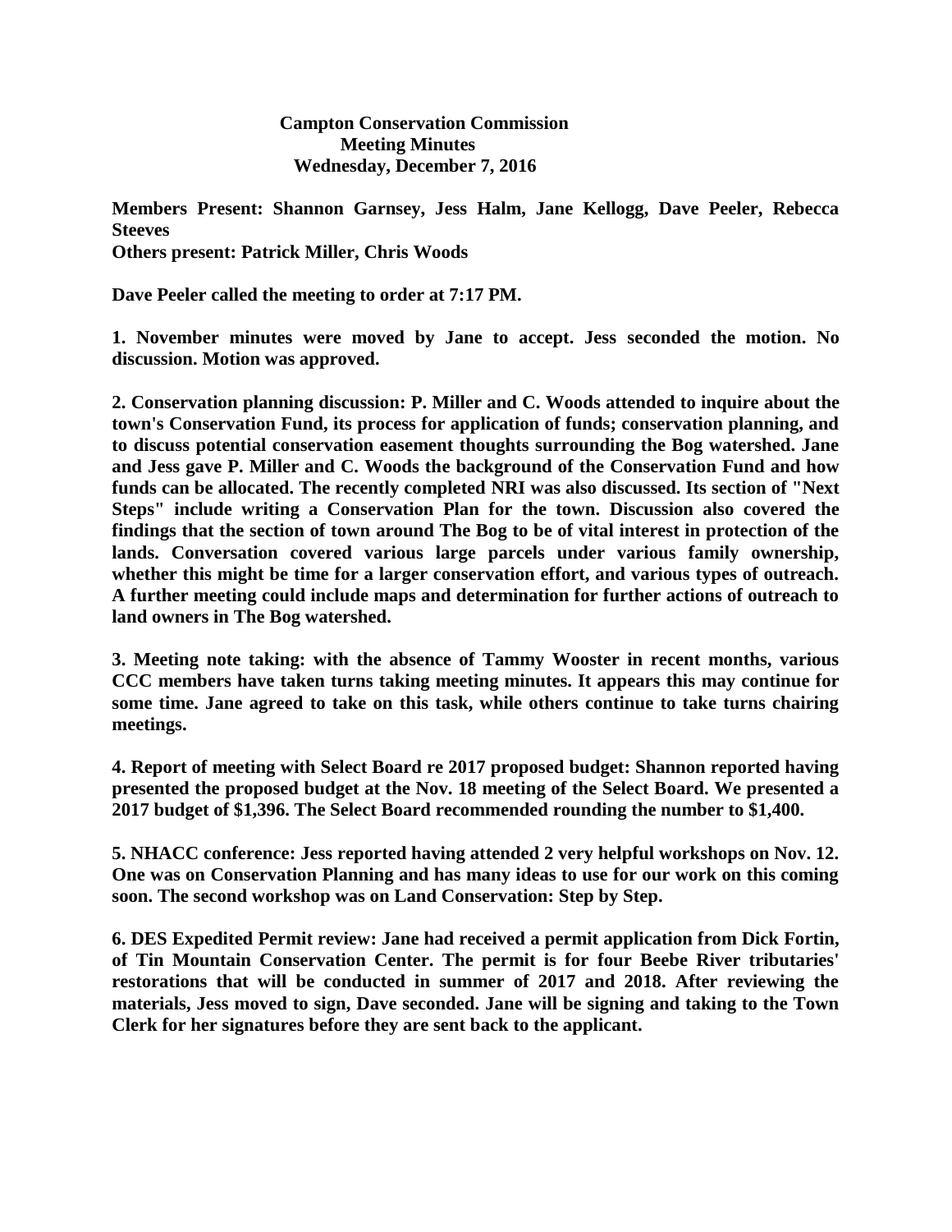# Campton Conservation Commission
## Meeting Minutes
### Wednesday, December 7, 2016

**Members Present: Shannon Garnsey, Jess Halm, Jane Kellogg, Dave Peeler, Rebecca Steeves**
**Others present: Patrick Miller, Chris Woods**

**Dave Peeler called the meeting to order at 7:17 PM.**

**1. November minutes were moved by Jane to accept. Jess seconded the motion. No discussion. Motion was approved.**

**2. Conservation planning discussion: P. Miller and C. Woods attended to inquire about the town's Conservation Fund, its process for application of funds; conservation planning, and to discuss potential conservation easement thoughts surrounding the Bog watershed. Jane and Jess gave P. Miller and C. Woods the background of the Conservation Fund and how funds can be allocated. The recently completed NRI was also discussed. Its section of "Next Steps" include writing a Conservation Plan for the town. Discussion also covered the findings that the section of town around The Bog to be of vital interest in protection of the lands. Conversation covered various large parcels under various family ownership, whether this might be time for a larger conservation effort, and various types of outreach. A further meeting could include maps and determination for further actions of outreach to land owners in The Bog watershed.**

**3. Meeting note taking: with the absence of Tammy Wooster in recent months, various CCC members have taken turns taking meeting minutes. It appears this may continue for some time. Jane agreed to take on this task, while others continue to take turns chairing meetings.**

**4. Report of meeting with Select Board re 2017 proposed budget: Shannon reported having presented the proposed budget at the Nov. 18 meeting of the Select Board. We presented a 2017 budget of $1,396. The Select Board recommended rounding the number to $1,400.**

**5. NHACC conference: Jess reported having attended 2 very helpful workshops on Nov. 12. One was on Conservation Planning and has many ideas to use for our work on this coming soon. The second workshop was on Land Conservation: Step by Step.**

**6. DES Expedited Permit review: Jane had received a permit application from Dick Fortin, of Tin Mountain Conservation Center. The permit is for four Beebe River tributaries' restorations that will be conducted in summer of 2017 and 2018. After reviewing the materials, Jess moved to sign, Dave seconded. Jane will be signing and taking to the Town Clerk for her signatures before they are sent back to the applicant.**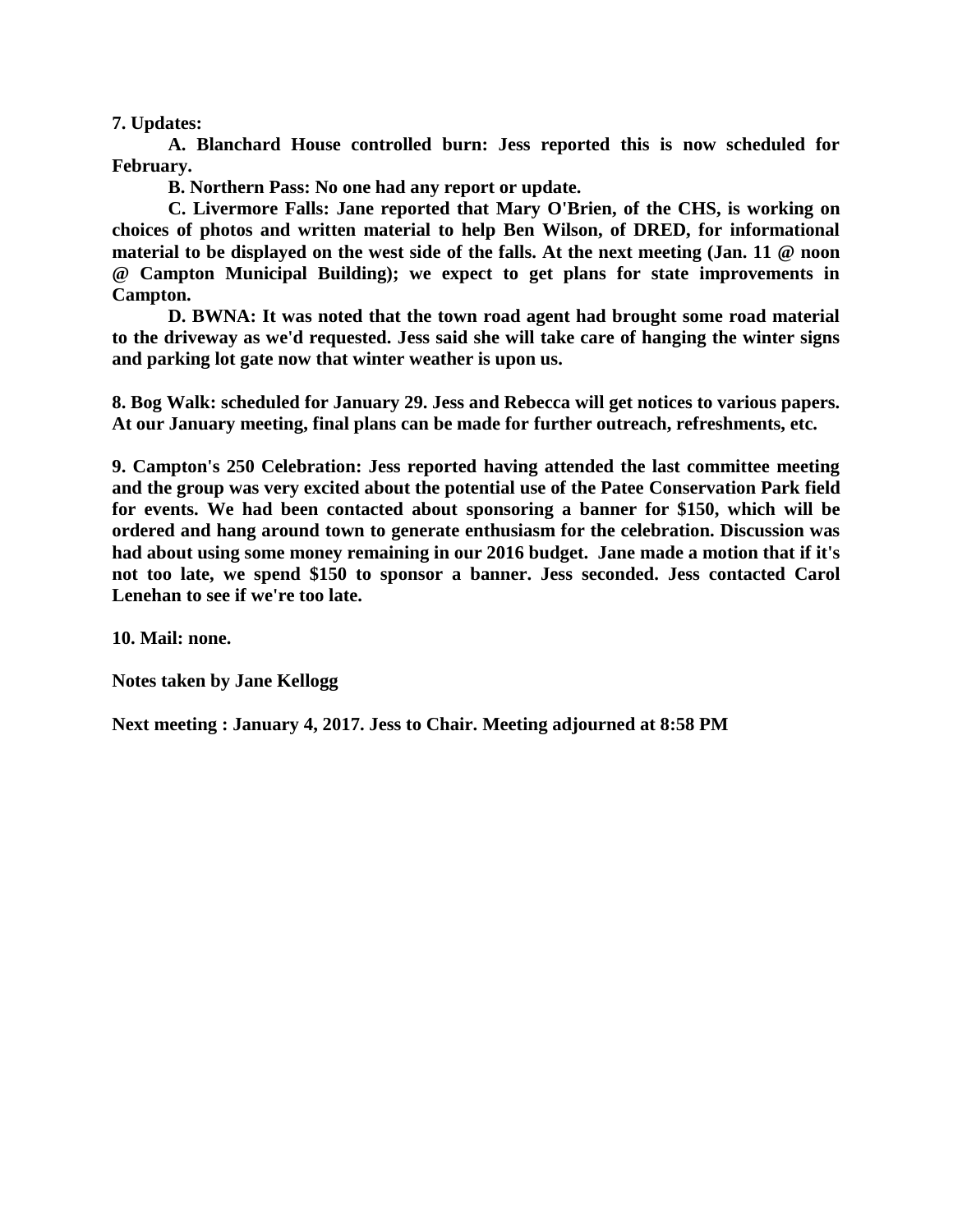**7. Updates:**

**A. Blanchard House controlled burn: Jess reported this is now scheduled for February.**

**B. Northern Pass: No one had any report or update.**

**C. Livermore Falls: Jane reported that Mary O'Brien, of the CHS, is working on choices of photos and written material to help Ben Wilson, of DRED, for informational material to be displayed on the west side of the falls. At the next meeting (Jan. 11 @ noon @ Campton Municipal Building); we expect to get plans for state improvements in Campton.**

**D. BWNA: It was noted that the town road agent had brought some road material to the driveway as we'd requested. Jess said she will take care of hanging the winter signs and parking lot gate now that winter weather is upon us.**

**8. Bog Walk: scheduled for January 29. Jess and Rebecca will get notices to various papers. At our January meeting, final plans can be made for further outreach, refreshments, etc.**

**9. Campton's 250 Celebration: Jess reported having attended the last committee meeting and the group was very excited about the potential use of the Patee Conservation Park field for events. We had been contacted about sponsoring a banner for $150, which will be ordered and hang around town to generate enthusiasm for the celebration. Discussion was had about using some money remaining in our 2016 budget. Jane made a motion that if it's not too late, we spend $150 to sponsor a banner. Jess seconded. Jess contacted Carol Lenehan to see if we're too late.**

**10. Mail: none.**

**Notes taken by Jane Kellogg**

**Next meeting : January 4, 2017. Jess to Chair. Meeting adjourned at 8:58 PM**